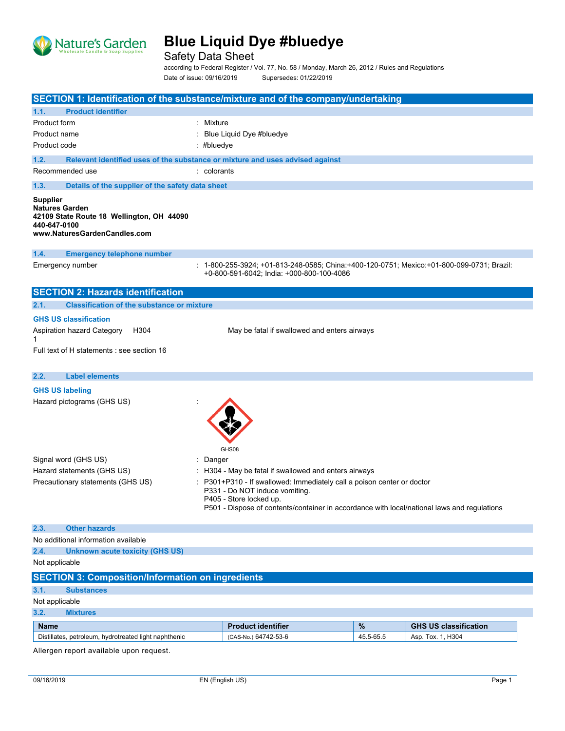# Blue Liquid Dye #bluedye

Safety Data Sheet

according to Federal Register / Vol. 77, No. 58 / Monday, March 26, 2012 / Rules and Regulations

Date of issue: 09/16/2019 Supersedes: 01/22/2019

## SECTION 1: Identification of the substance/mixture and of the company/undertaking

### 1.1. Product identifier

Product form : Mixture

Product name : Blue Liquid Dye #bluedye

Product code : #bluedye

### 1.2. Relevant identified uses of the substance or mixture and uses advised against

Recommended use : colorants

### 1.3. Details of the supplier of the safety data sheet

**Supplier**
**Natures Garden**
**42109 State Route 18 Wellington, OH 44090**
**440-647-0100**
**www.NaturesGardenCandles.com**

### 1.4. Emergency telephone number

Emergency number : 1-800-255-3924; +01-813-248-0585; China:+400-120-0751; Mexico:+01-800-099-0731; Brazil: +0-800-591-6042; India: +000-800-100-4086

## SECTION 2: Hazards identification

### 2.1. Classification of the substance or mixture

**GHS US classification**

Aspiration hazard Category 1 H304 May be fatal if swallowed and enters airways

Full text of H statements : see section 16

### 2.2. Label elements

**GHS US labeling**

Hazard pictograms (GHS US) :

GHS08

Signal word (GHS US) : Danger

Hazard statements (GHS US) : H304 - May be fatal if swallowed and enters airways

Precautionary statements (GHS US) : P301+P310 - If swallowed: Immediately call a poison center or doctor
P331 - Do NOT induce vomiting.
P405 - Store locked up.
P501 - Dispose of contents/container in accordance with local/national laws and regulations

### 2.3. Other hazards

No additional information available

### 2.4. Unknown acute toxicity (GHS US)

Not applicable

## SECTION 3: Composition/Information on ingredients

### 3.1. Substances

Not applicable

### 3.2. Mixtures

| Name | Product identifier | % | GHS US classification |
|---|---|---|---|
| Distillates, petroleum, hydrotreated light naphthenic | (CAS-No.) 64742-53-6 | 45.5-65.5 | Asp. Tox. 1, H304 |

Allergen report available upon request.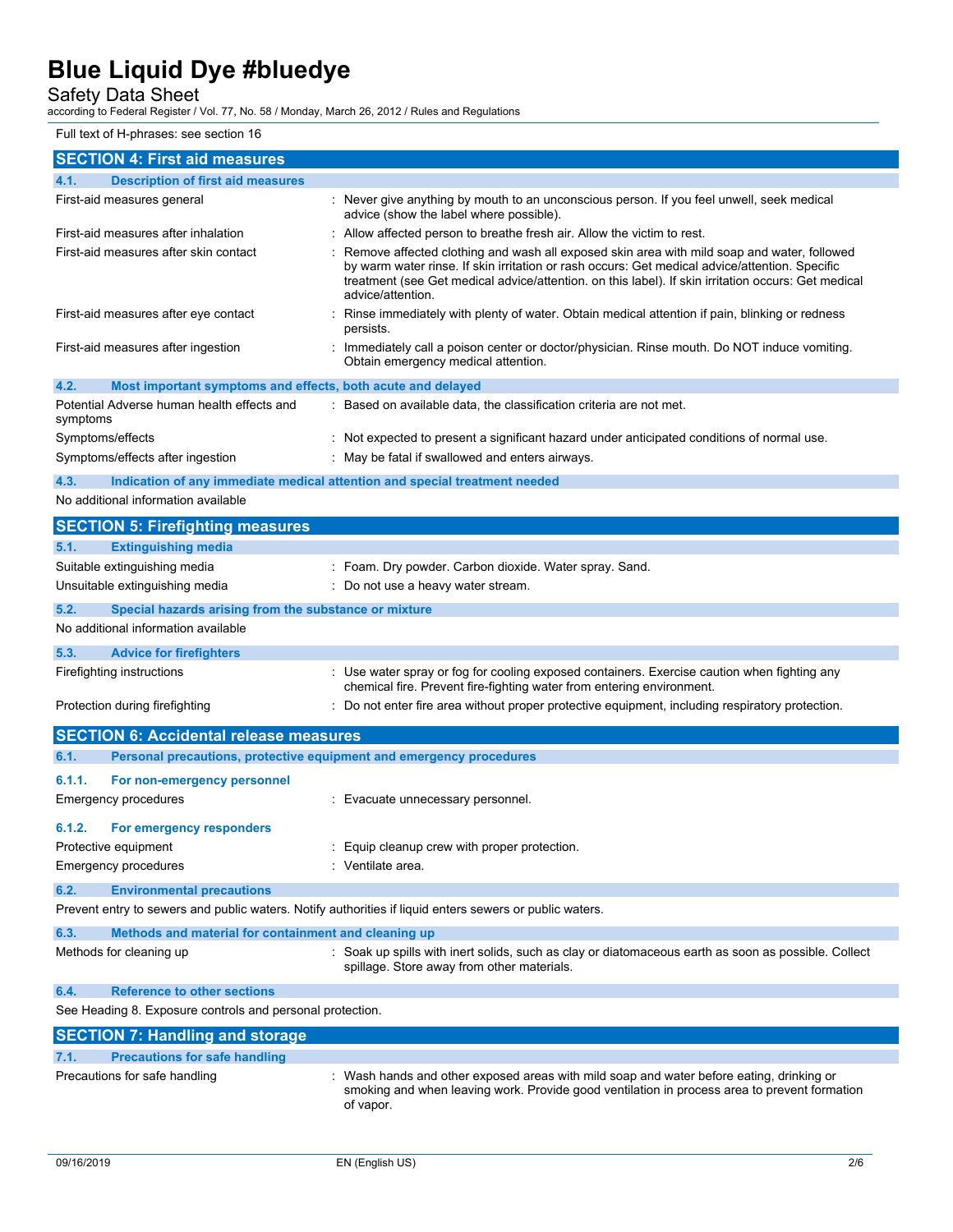Full text of H-phrases: see section 16

## SECTION 4: First aid measures

### 4.1. Description of first aid measures

| | |
|---|---|
| First-aid measures general | : Never give anything by mouth to an unconscious person. If you feel unwell, seek medical advice (show the label where possible). |
| First-aid measures after inhalation | : Allow affected person to breathe fresh air. Allow the victim to rest. |
| First-aid measures after skin contact | : Remove affected clothing and wash all exposed skin area with mild soap and water, followed by warm water rinse. If skin irritation or rash occurs: Get medical advice/attention. Specific treatment (see Get medical advice/attention. on this label). If skin irritation occurs: Get medical advice/attention. |
| First-aid measures after eye contact | : Rinse immediately with plenty of water. Obtain medical attention if pain, blinking or redness persists. |
| First-aid measures after ingestion | : Immediately call a poison center or doctor/physician. Rinse mouth. Do NOT induce vomiting. Obtain emergency medical attention. |

### 4.2. Most important symptoms and effects, both acute and delayed

| | |
|---|---|
| Potential Adverse human health effects and symptoms | : Based on available data, the classification criteria are not met. |
| Symptoms/effects | : Not expected to present a significant hazard under anticipated conditions of normal use. |
| Symptoms/effects after ingestion | : May be fatal if swallowed and enters airways. |

### 4.3. Indication of any immediate medical attention and special treatment needed

No additional information available

## SECTION 5: Firefighting measures

### 5.1. Extinguishing media

| | |
|---|---|
| Suitable extinguishing media | : Foam. Dry powder. Carbon dioxide. Water spray. Sand. |
| Unsuitable extinguishing media | : Do not use a heavy water stream. |

### 5.2. Special hazards arising from the substance or mixture

No additional information available

### 5.3. Advice for firefighters

| | |
|---|---|
| Firefighting instructions | : Use water spray or fog for cooling exposed containers. Exercise caution when fighting any chemical fire. Prevent fire-fighting water from entering environment. |
| Protection during firefighting | : Do not enter fire area without proper protective equipment, including respiratory protection. |

## SECTION 6: Accidental release measures

### 6.1. Personal precautions, protective equipment and emergency procedures

#### 6.1.1. For non-emergency personnel

| | |
|---|---|
| Emergency procedures | : Evacuate unnecessary personnel. |

#### 6.1.2. For emergency responders

| | |
|---|---|
| Protective equipment | : Equip cleanup crew with proper protection. |
| Emergency procedures | : Ventilate area. |

### 6.2. Environmental precautions

Prevent entry to sewers and public waters. Notify authorities if liquid enters sewers or public waters.

### 6.3. Methods and material for containment and cleaning up

| | |
|---|---|
| Methods for cleaning up | : Soak up spills with inert solids, such as clay or diatomaceous earth as soon as possible. Collect spillage. Store away from other materials. |

### 6.4. Reference to other sections

See Heading 8. Exposure controls and personal protection.

## SECTION 7: Handling and storage

### 7.1. Precautions for safe handling

| | |
|---|---|
| Precautions for safe handling | : Wash hands and other exposed areas with mild soap and water before eating, drinking or smoking and when leaving work. Provide good ventilation in process area to prevent formation of vapor. |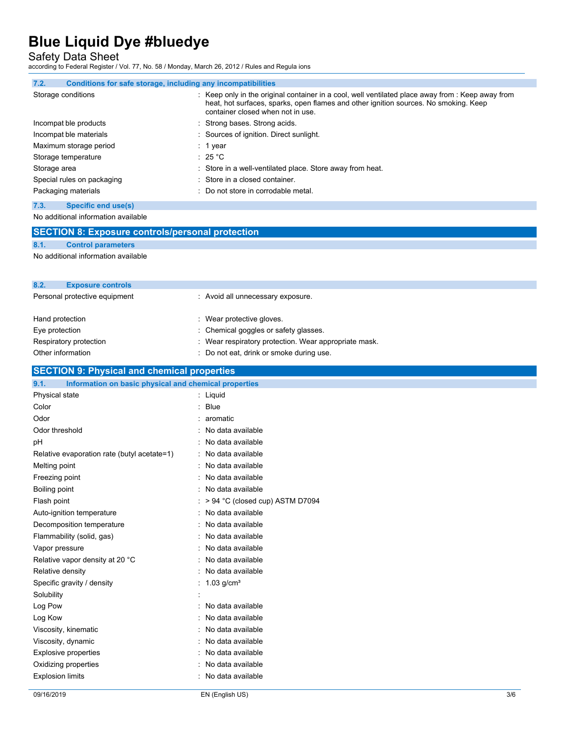### 7.2. Conditions for safe storage, including any incompatibilities

| | |
|---|---|
| Storage conditions | : Keep only in the original container in a cool, well ventilated place away from : Keep away from heat, hot surfaces, sparks, open flames and other ignition sources. No smoking. Keep container closed when not in use. |
| Incompatible products | : Strong bases. Strong acids. |
| Incompatible materials | : Sources of ignition. Direct sunlight. |
| Maximum storage period | : 1 year |
| Storage temperature | : 25 °C |
| Storage area | : Store in a well-ventilated place. Store away from heat. |
| Special rules on packaging | : Store in a closed container. |
| Packaging materials | : Do not store in corrodable metal. |

### 7.3. Specific end use(s)

No additional information available

## SECTION 8: Exposure controls/personal protection

### 8.1. Control parameters

No additional information available

### 8.2. Exposure controls

| | |
|---|---|
| Personal protective equipment | : Avoid all unnecessary exposure. |
| Hand protection | : Wear protective gloves. |
| Eye protection | : Chemical goggles or safety glasses. |
| Respiratory protection | : Wear respiratory protection. Wear appropriate mask. |
| Other information | : Do not eat, drink or smoke during use. |

## SECTION 9: Physical and chemical properties

### 9.1. Information on basic physical and chemical properties

| | |
|---|---|
| Physical state | : Liquid |
| Color | : Blue |
| Odor | : aromatic |
| Odor threshold | : No data available |
| pH | : No data available |
| Relative evaporation rate (butyl acetate=1) | : No data available |
| Melting point | : No data available |
| Freezing point | : No data available |
| Boiling point | : No data available |
| Flash point | : > 94 °C (closed cup) ASTM D7094 |
| Auto-ignition temperature | : No data available |
| Decomposition temperature | : No data available |
| Flammability (solid, gas) | : No data available |
| Vapor pressure | : No data available |
| Relative vapor density at 20 °C | : No data available |
| Relative density | : No data available |
| Specific gravity / density | : 1.03 g/cm³ |
| Solubility | : |
| Log Pow | : No data available |
| Log Kow | : No data available |
| Viscosity, kinematic | : No data available |
| Viscosity, dynamic | : No data available |
| Explosive properties | : No data available |
| Oxidizing properties | : No data available |
| Explosion limits | : No data available |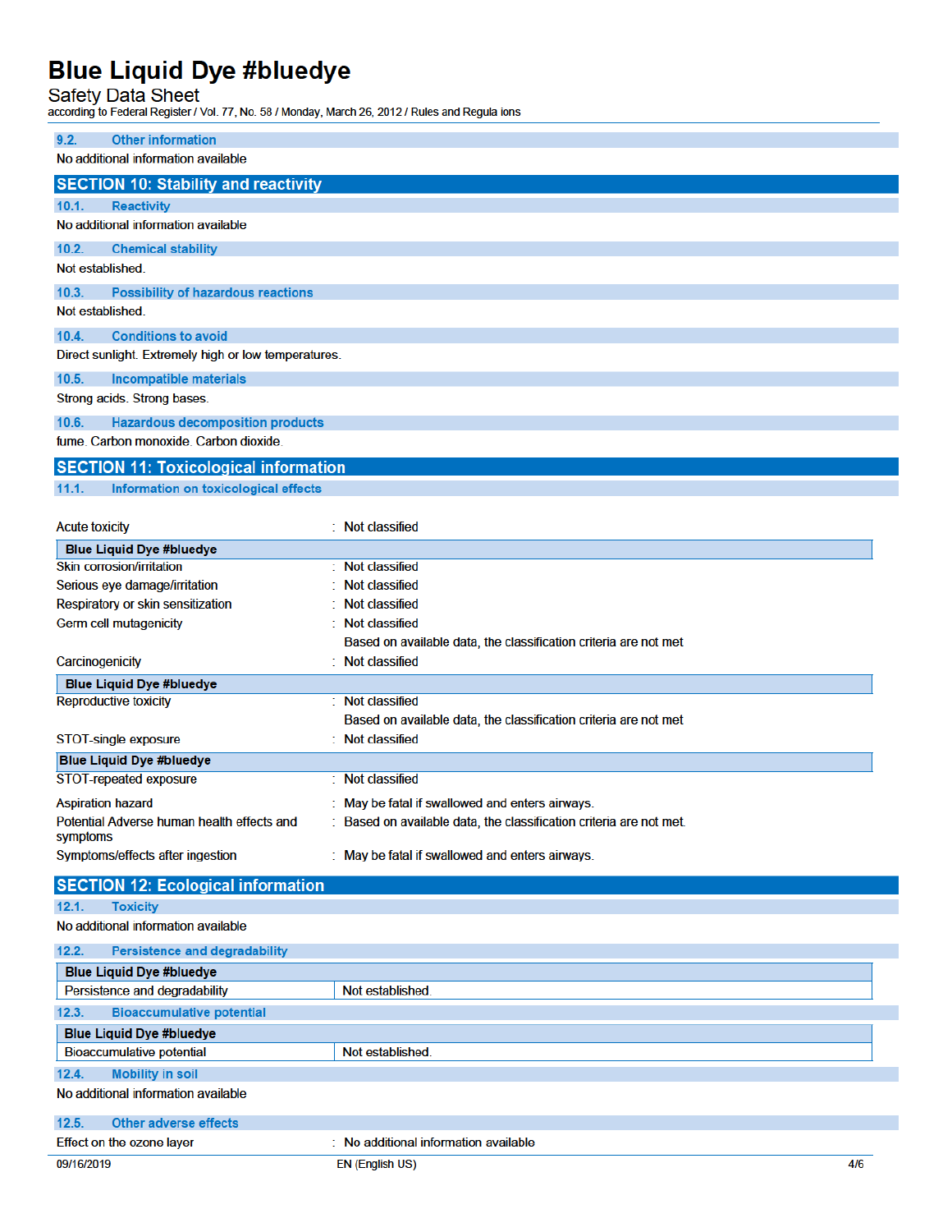### 9.2. Other information

No additional information available

## SECTION 10: Stability and reactivity

### 10.1. Reactivity

No additional information available

### 10.2. Chemical stability

Not established.

### 10.3. Possibility of hazardous reactions

Not established.

### 10.4. Conditions to avoid

Direct sunlight. Extremely high or low temperatures.

### 10.5. Incompatible materials

Strong acids. Strong bases.

### 10.6. Hazardous decomposition products

fume. Carbon monoxide. Carbon dioxide.

## SECTION 11: Toxicological information

### 11.1. Information on toxicological effects

Acute toxicity : Not classified

**Blue Liquid Dye #bluedye**

Skin corrosion/irritation : Not classified

Serious eye damage/irritation : Not classified

Respiratory or skin sensitization : Not classified

Germ cell mutagenicity : Not classified
Based on available data, the classification criteria are not met

Carcinogenicity : Not classified

**Blue Liquid Dye #bluedye**

Reproductive toxicity : Not classified
Based on available data, the classification criteria are not met

STOT-single exposure : Not classified

**Blue Liquid Dye #bluedye**

STOT-repeated exposure : Not classified

Aspiration hazard : May be fatal if swallowed and enters airways.

Potential Adverse human health effects and symptoms : Based on available data, the classification criteria are not met.

Symptoms/effects after ingestion : May be fatal if swallowed and enters airways.

## SECTION 12: Ecological information

### 12.1. Toxicity

No additional information available

### 12.2. Persistence and degradability

| Blue Liquid Dye #bluedye | |
|---|---|
| Persistence and degradability | Not established. |

### 12.3. Bioaccumulative potential

| Blue Liquid Dye #bluedye | |
|---|---|
| Bioaccumulative potential | Not established. |

### 12.4. Mobility in soil

No additional information available

### 12.5. Other adverse effects

Effect on the ozone layer : No additional information available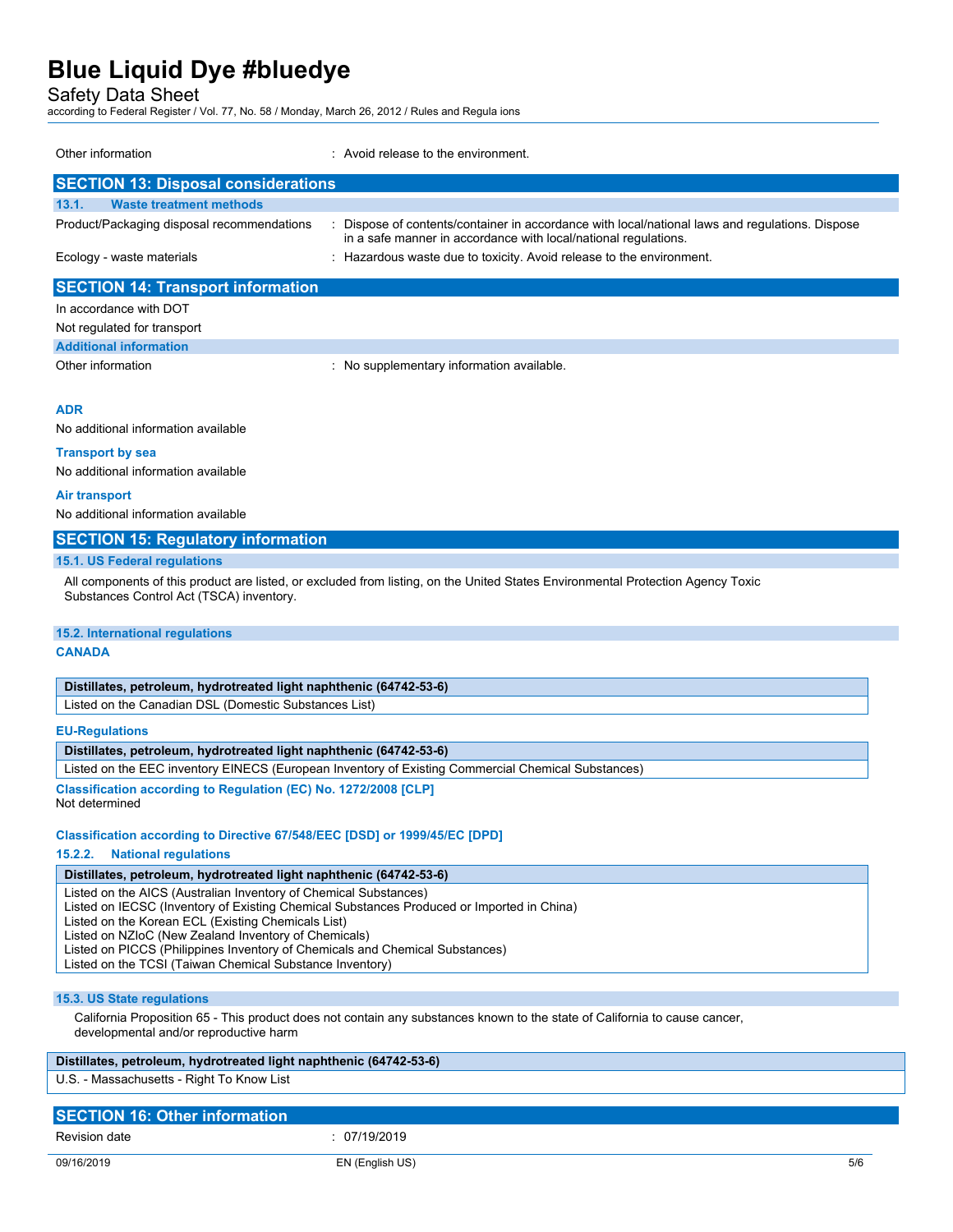| | |
|---|---|
| Other information | : Avoid release to the environment. |

## SECTION 13: Disposal considerations

### 13.1. Waste treatment methods

| | |
|---|---|
| Product/Packaging disposal recommendations | : Dispose of contents/container in accordance with local/national laws and regulations. Dispose in a safe manner in accordance with local/national regulations. |
| Ecology - waste materials | : Hazardous waste due to toxicity. Avoid release to the environment. |

## SECTION 14: Transport information

In accordance with DOT

Not regulated for transport

### Additional information

| | |
|---|---|
| Other information | : No supplementary information available. |

**ADR**

No additional information available

**Transport by sea**

No additional information available

**Air transport**

No additional information available

## SECTION 15: Regulatory information

### 15.1. US Federal regulations

All components of this product are listed, or excluded from listing, on the United States Environmental Protection Agency Toxic Substances Control Act (TSCA) inventory.

### 15.2. International regulations

**CANADA**

| Distillates, petroleum, hydrotreated light naphthenic (64742-53-6) |
|---|
| Listed on the Canadian DSL (Domestic Substances List) |

**EU-Regulations**

| Distillates, petroleum, hydrotreated light naphthenic (64742-53-6) |
|---|
| Listed on the EEC inventory EINECS (European Inventory of Existing Commercial Chemical Substances) |

**Classification according to Regulation (EC) No. 1272/2008 [CLP]**

Not determined

**Classification according to Directive 67/548/EEC [DSD] or 1999/45/EC [DPD]**

#### 15.2.2. National regulations

| Distillates, petroleum, hydrotreated light naphthenic (64742-53-6) |
|---|
| Listed on the AICS (Australian Inventory of Chemical Substances)<br>Listed on IECSC (Inventory of Existing Chemical Substances Produced or Imported in China)<br>Listed on the Korean ECL (Existing Chemicals List)<br>Listed on NZIoC (New Zealand Inventory of Chemicals)<br>Listed on PICCS (Philippines Inventory of Chemicals and Chemical Substances)<br>Listed on the TCSI (Taiwan Chemical Substance Inventory) |

### 15.3. US State regulations

California Proposition 65 - This product does not contain any substances known to the state of California to cause cancer, developmental and/or reproductive harm

| Distillates, petroleum, hydrotreated light naphthenic (64742-53-6) |
|---|
| U.S. - Massachusetts - Right To Know List |

## SECTION 16: Other information

| | |
|---|---|
| Revision date | : 07/19/2019 |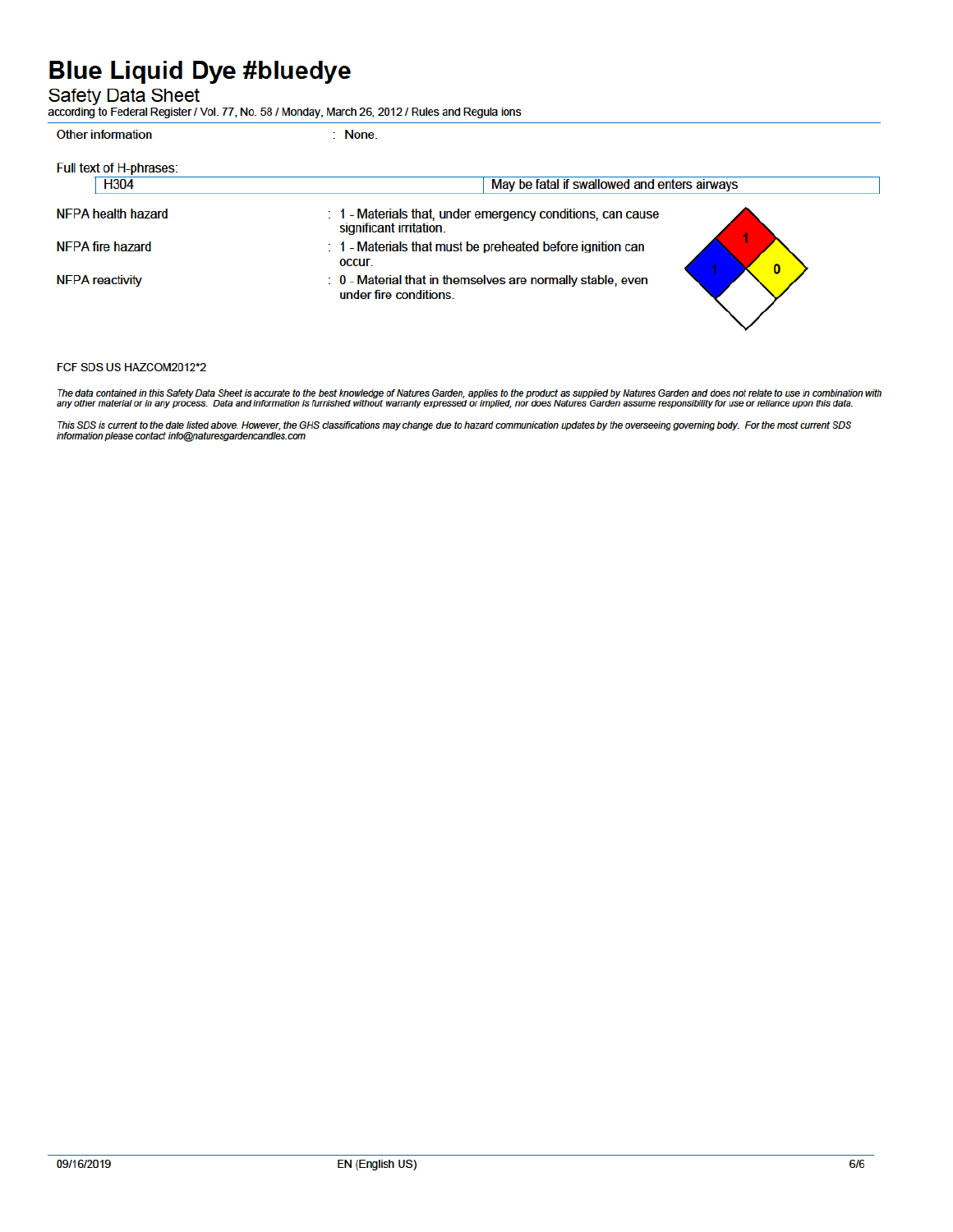Other information : None.

Full text of H-phrases:

| | |
|---|---|
| H304 | May be fatal if swallowed and enters airways |

NFPA health hazard : 1 - Materials that, under emergency conditions, can cause significant irritation.

NFPA fire hazard : 1 - Materials that must be preheated before ignition can occur.

NFPA reactivity : 0 - Material that in themselves are normally stable, even under fire conditions.

1
1
0

FCF SDS US HAZCOM2012*2

*The data contained in this Safety Data Sheet is accurate to the best knowledge of Natures Garden, applies to the product as supplied by Natures Garden and does not relate to use in combination with any other material or in any process. Data and information is furnished without warranty expressed or implied, nor does Natures Garden assume responsibility for use or reliance upon this data.*

*This SDS is current to the date listed above. However, the GHS classifications may change due to hazard communication updates by the overseeing governing body. For the most current SDS information please contact info@naturesgardencandles.com*